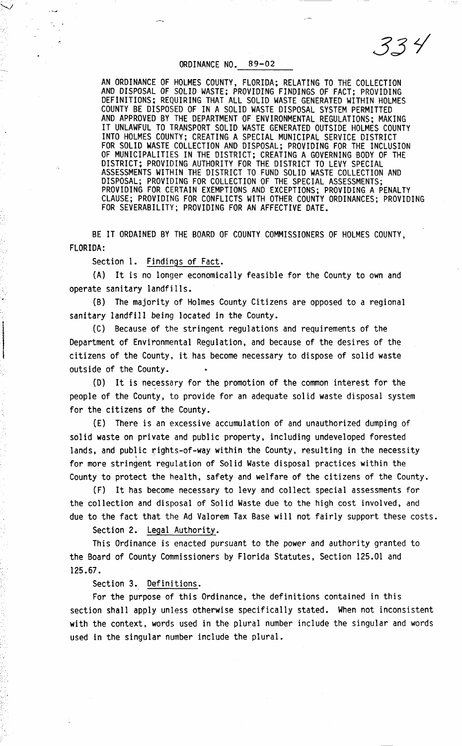# ORDINANCE NO. 89-02

AN ORDINANCE OF HOLMES COUNTY, FLORIDA; RELATING TO THE COLLECTION AND DISPOSAL OF SOLID WASTE; PROVIDING FINDINGS OF FACT; PROVIDING DEFINITIONS; REQUIRING THAT ALL SOLID WASTE GENERATED WITHIN HOLMES COUNTY BE DISPOSED OF IN A SOLID WASTE DISPOSAL SYSTEM PERMITTED AND APPROVED BY THE DEPARTMENT OF ENVIRONMENTAL REGULATIONS; MAKING IT UNLAWFUL TO TRANSPORT SOLID WASTE GENERATED OUTSIDE HOLMES COUNTY INTO HOLMES COUNTY; CREATING A SPECIAL MUNICIPAL SERVICE DISTRICT FOR SOLID WASTE COLLECTION AND DISPOSAL; PROVIDING FOR THE INCLUSION OF MUNICIPALITIES IN THE DISTRICT; CREATING A GOVERNING BODY OF THE DISTRICT; PROVIDING AUTHORITY FOR THE DISTRICT TO LEVY SPECIAL ASSESSMENTS WITHIN THE DISTRICT TO FUND SOLID WASTE COLLECTION AND DISPOSAL; PROVIDING FOR COLLECTION OF THE SPECIAL ASSESSMENTS; PROVIDING FOR CERTAIN EXEMPTIONS AND EXCEPTIONS; PROVIDING A PENALTY CLAUSE; PROVIDING FOR CONFLICTS WITH OTHER COUNTY ORDINANCES; PROVIDING FOR SEVERABILITY; PROVIDING FOR AN AFFECTIVE DATE.

BE IT ORDAINED BY THE BOARD OF COUNTY COMMISSIONERS OF HOLMES COUNTY, FLORIDA:

Section 1. Findings of Fact.

(A) It is no longer economically feasible for the County to own and operate sanitary landfills.

(B) The majority of Holmes County Citizens are opposed to a regional sanitary landfill being located in the County.

(C) Because of the stringent regulations and requirements of the Department of Environmental Regulation, and because of the desires of the citizens of the County, it has become necessary to dispose of solid waste outside of the County.

(D) It is necessary for the promotion of the common interest for the people of the County, to provide for an adequate solid waste disposal system for the citizens of the County.

(E) There is an excessive accumulation of and unauthorized dumping of solid waste on private and public property, including undeveloped forested lands, and public rights-of-way within the County, resulting in the necessity for more stringent regulation of Solid Waste disposal practices within the County to protect the health, safety and welfare of the citizens of the County.

(F) It has become necessary to levy and collect special assessments for the collection and disposal of Solid Waste due to the high cost involved, and due to the fact that the Ad Valorem Tax Base will not fairly support these costs.

Section 2. Legal Authority.

This Ordinance is enacted pursuant to the power and authority granted to the Board of County Commissioners by Florida Statutes, Section 125.01 and 125.67.

Section 3. Definitions.

For the purpose of this Ordinance, the definitions contained in this section shall apply unless otherwise specifically stated. When not inconsistent with the context, words used in the plural number include the singular and words used in the singular number include the plural.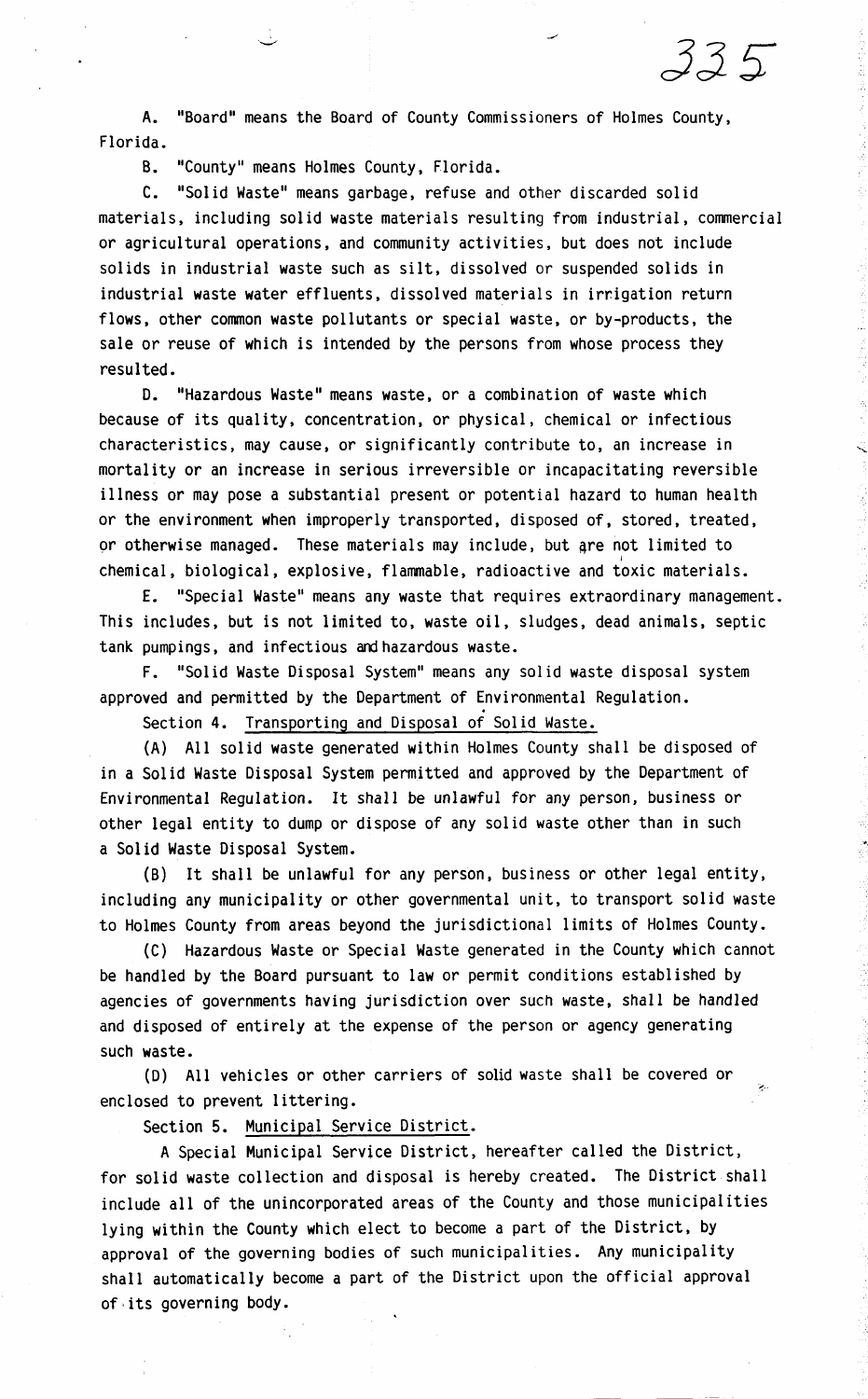A. "Board" means the Board of County Commissioners of Holmes County, Florida.

B. "County" means Holmes County, Florida.

C. "Solid Waste" means garbage, refuse and other discarded solid materials, including solid waste materials resulting from industrial, commercial or agricultural operations, and community activities, but does not include solids in industrial waste such as silt, dissolved or suspended solids in industrial waste water effluents, dissolved materials in irrigation return flows, other common waste pollutants or special waste, or by-products, the sale or reuse of which is intended by the persons from whose process they resulted.

D. "Hazardous Waste" means waste, or a combination of waste which because of its quality, concentration, or physical, chemical or infectious characteristics, may cause, or significantly contribute to, an increase in mortality or an increase in serious irreversible or incapacitating reversible illness or may pose a substantial present or potential hazard to human health or the environment when improperly transported, disposed of, stored, treated, or otherwise managed. These materials may include, but are not limited to chemical, biological, explosive, flammable, radioactive and toxic materials.

E. "Special Waste" means any waste that requires extraordinary management. This includes, but is not limited to, waste oil, sludges, dead animals, septic tank pumpings, and infectious and hazardous waste.

F. "Solid Waste Disposal System" means any solid waste disposal system approved and permitted by the Department of Environmental Regulation.

Section 4. Transporting and Disposal of Solid Waste.

(A) All solid waste generated within Holmes County shall be disposed of in a Solid Waste Disposal System permitted and approved by the Department of Environmental Regulation. It shall be unlawful for any person, business or other legal entity to dump or dispose of any solid waste other than in such a Solid Waste Disposal System.

(B) It shall be unlawful for any person, business or other legal entity, including any municipality or other governmental unit, to transport solid waste to Holmes County from areas beyond the jurisdictional limits of Holmes County.

(C) Hazardous Waste or Special Waste generated in the County which cannot be handled by the Board pursuant to law or permit conditions established by agencies of governments having jurisdiction over such waste, shall be handled and disposed of entirely at the expense of the person or agency generating such waste.

(D) All vehicles or other carriers of solid waste shall be covered or enclosed to prevent littering.

Section 5. Municipal Service District.

A Special Municipal Service District, hereafter called the District, for solid waste collection and disposal is hereby created. The District shall include all of the unincorporated areas of the County and those municipalities lying within the County which elect to become a part of the District, by approval of the governing bodies of such municipalities. Any municipality shall automatically become a part of the District upon the official approval of its governing body.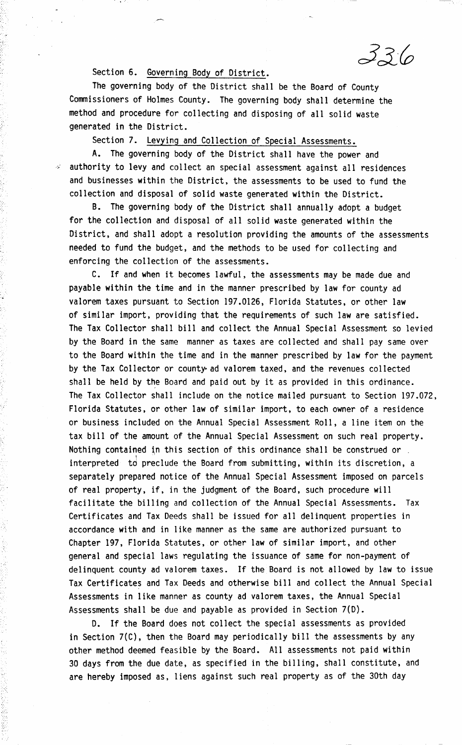Section 6. Governing Body of District.

The governing body of the District shall be the Board of County Commissioners of Holmes County. The governing body shall determine the method and procedure for collecting and disposing of all solid waste generated in the District.

Section 7. Levying and Collection of Special Assessments.

A. The governing body of the District shall have the power and authority to levy and collect an special assessment against all residences and businesses within the District, the assessments to be used to fund the collection and disposal of solid waste generated within the District.

B. The governing body of the District shall annually adopt a budget for the collection and disposal of all solid waste generated within the District, and shall adopt a resolution providing the amounts of the assessments needed to fund the budget, and the methods to be used for collecting and enforcing the collection of the assessments.

C. If and when it becomes lawful, the assessments may be made due and payable within the time and in the manner prescribed by law for county ad valorem taxes pursuant to Section 197.0126, Florida Statutes, or other law of similar import, providing that the requirements of such law are satisfied. The Tax Collector shall bill and collect the Annual Special Assessment so levied by the Board in the same manner as taxes are collected and shall pay same over to the Board within the time and in the manner prescribed by law for the payment by the Tax Collector or county ad valorem taxed, and the revenues collected shall be held by the Board and paid out by it as provided in this ordinance. The Tax Collector shall include on the notice mailed pursuant to Section 197.072, Florida Statutes, or other law of similar import, to each owner of a residence or business included on the Annual Special Assessment Roll, a line item on the tax bill of the amount of the Annual Special Assessment on such real property. Nothing contained in this section of this ordinance shall be construed or interpreted to preclude the Board from submitting, within its discretion, a separately prepared notice of the Annual Special Assessment imposed on parcels of real property, if, in the judgment of the Board, such procedure will facilitate the billing and collection of the Annual Special Assessments. Tax Certificates and Tax Deeds shall be issued for all delinquent properties in accordance with and in like manner as the same are authorized pursuant to Chapter 197, Florida Statutes, or other law of similar import, and other general and special laws regulating the issuance of same for non-payment of delinquent county ad valorem taxes. If the Board is not allowed by law to issue Tax Certificates and Tax Deeds and otherwise bill and collect the Annual Special Assessments in like manner as county ad valorem taxes, the Annual Special Assessments shall be due and payable as provided in Section 7(D).

D. If the Board does not collect the special assessments as provided in Section 7(C), then the Board may periodically bill the assessments by any other method deemed feasible by the Board. All assessments not paid within 30 days from the due date, as specified in the billing, shall constitute, and are hereby imposed as, liens against such real property as of the 30th day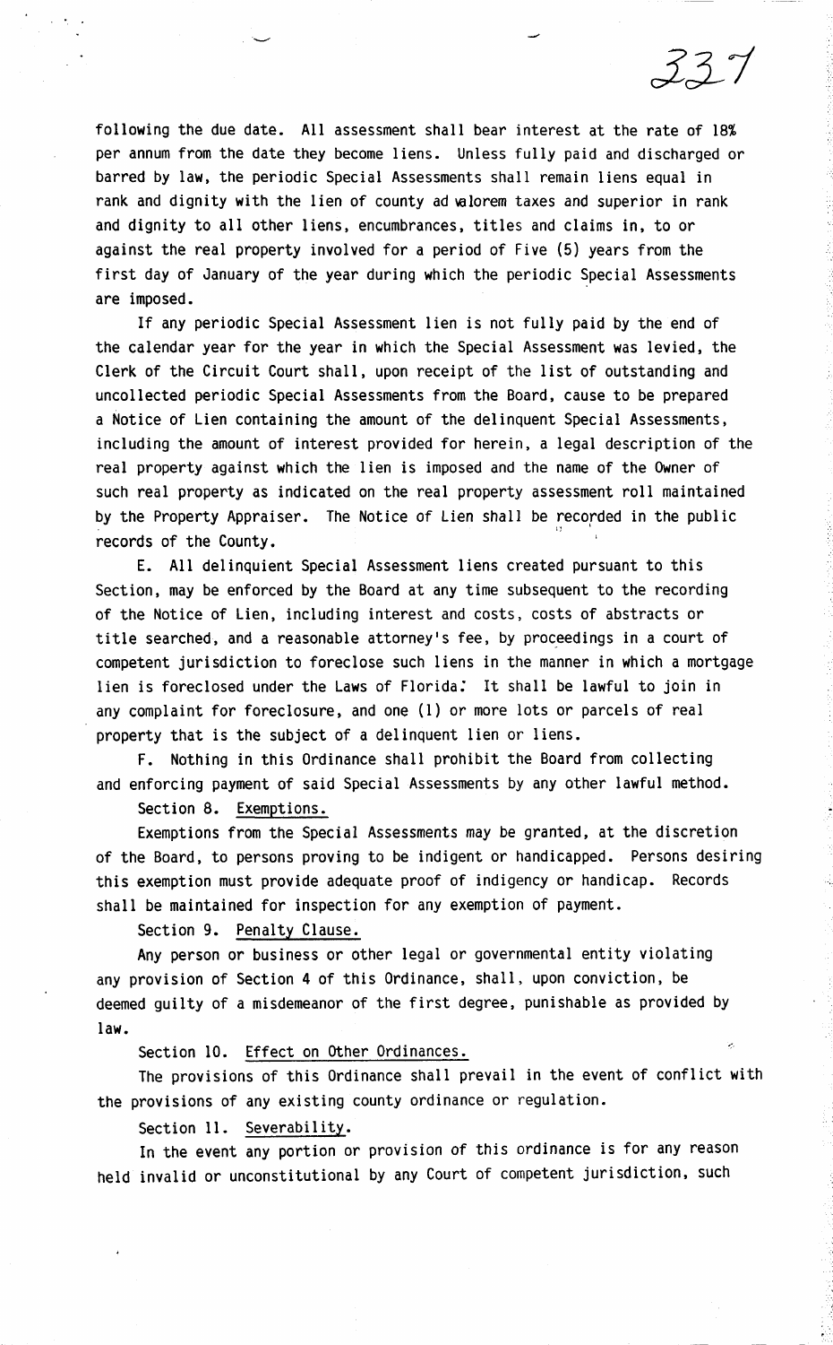following the due date. All assessment shall bear interest at the rate of 18% per annum from the date they become liens. Unless fully paid and discharged or barred by law, the periodic Special Assessments shall remain liens equal in rank and dignity with the lien of county ad valorem taxes and superior in rank and dignity to all other liens, encumbrances, titles and claims in, to or against the real property involved for a period of Five (5) years from the first day of January of the year during which the periodic Special Assessments are imposed.

If any periodic Special Assessment lien is not fully paid by the end of the calendar year for the year in which the Special Assessment was levied, the Clerk of the Circuit Court shall, upon receipt of the list of outstanding and uncollected periodic Special Assessments from the Board, cause to be prepared a Notice of Lien containing the amount of the delinquent Special Assessments, including the amount of interest provided for herein, a legal description of the real property against which the lien is imposed and the name of the Owner of such real property as indicated on the real property assessment roll maintained by the Property Appraiser. The Notice of Lien shall be recorded in the public records of the County.

E. All delinquent Special Assessment liens created pursuant to this Section, may be enforced by the Board at any time subsequent to the recording of the Notice of Lien, including interest and costs, costs of abstracts or title searched, and a reasonable attorney's fee, by proceedings in a court of competent jurisdiction to foreclose such liens in the manner in which a mortgage lien is foreclosed under the Laws of Florida. It shall be lawful to join in any complaint for foreclosure, and one (1) or more lots or parcels of real property that is the subject of a delinquent lien or liens.

F. Nothing in this Ordinance shall prohibit the Board from collecting and enforcing payment of said Special Assessments by any other lawful method.

Section 8. Exemptions.

Exemptions from the Special Assessments may be granted, at the discretion of the Board, to persons proving to be indigent or handicapped. Persons desiring this exemption must provide adequate proof of indigency or handicap. Records shall be maintained for inspection for any exemption of payment.

Section 9. Penalty Clause.

Any person or business or other legal or governmental entity violating any provision of Section 4 of this Ordinance, shall, upon conviction, be deemed guilty of a misdemeanor of the first degree, punishable as provided by law.

Section 10. Effect on Other Ordinances.

The provisions of this Ordinance shall prevail in the event of conflict with the provisions of any existing county ordinance or regulation.

Section 11. Severability.

In the event any portion or provision of this ordinance is for any reason held invalid or unconstitutional by any Court of competent jurisdiction, such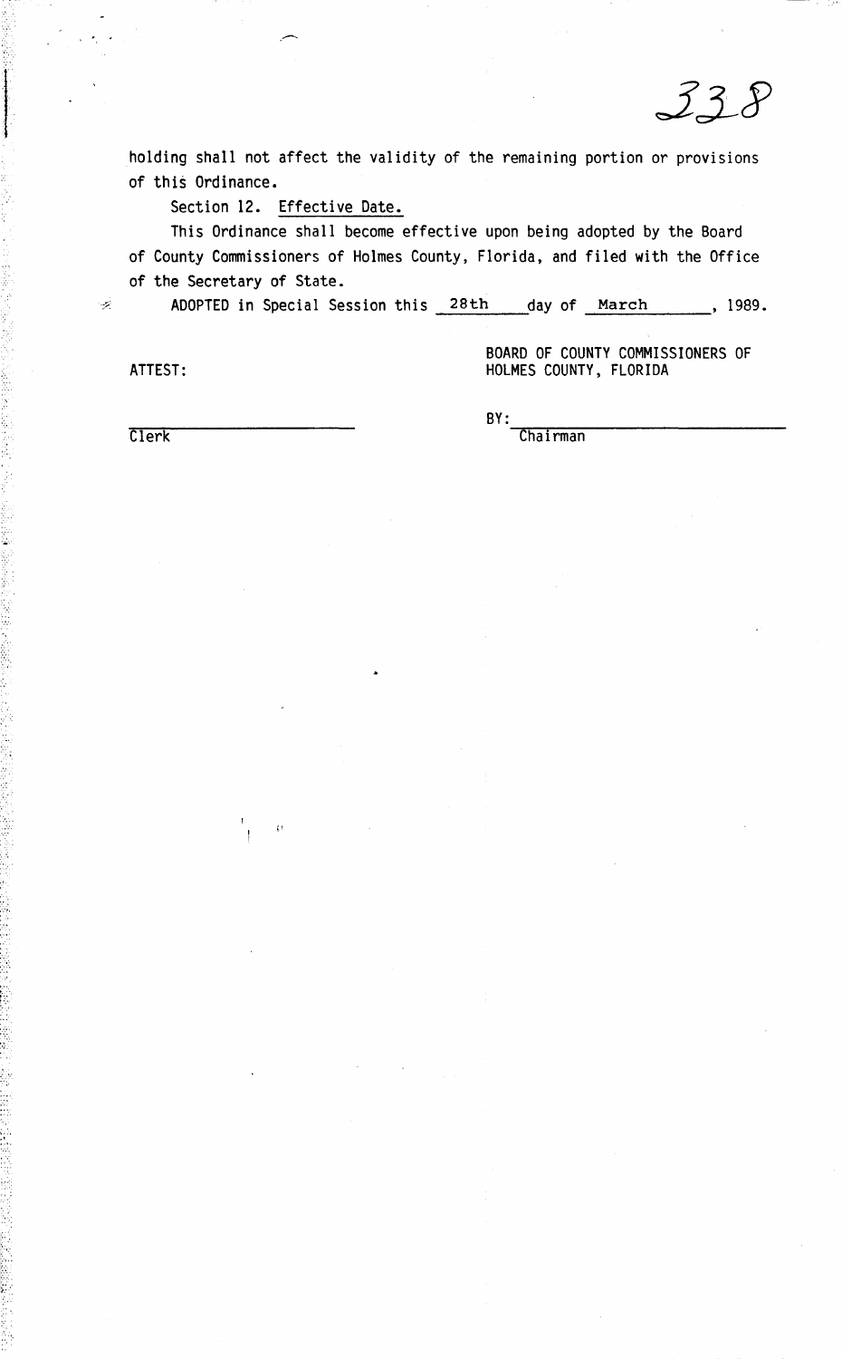holding shall not affect the validity of the remaining portion or provisions of this Ordinance.

Section 12. Effective Date.

This Ordinance shall become effective upon being adopted by the Board of County Commissioners of Holmes County, Florida, and filed with the Office of the Secretary of State.

ADOPTED in Special Session this 28th day of March, 1989.

ATTEST:

\_\_\_\_\_\_\_\_\_\_\_\_\_\_\_\_\_\_\_\_
Clerk

BOARD OF COUNTY COMMISSIONERS OF HOLMES COUNTY, FLORIDA

BY: \_\_\_\_\_\_\_\_\_\_\_\_\_\_\_\_\_\_\_\_
Chairman